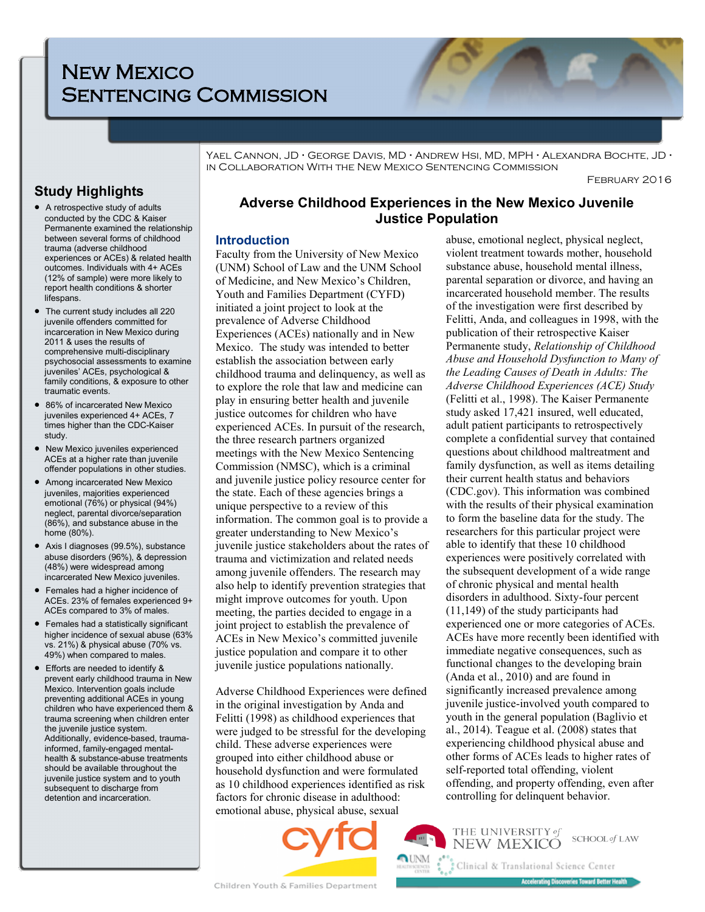# New Mexico Sentencing Commission

Yael Cannon, JD · George Davis, MD · Andrew Hsi, MD, MPH · Alexandra Bochte, JD · in Collaboration With the New Mexico Sentencing Commission

February 2016

## Adverse Childhood Experiences in the New Mexico Juvenile Justice Population

### Introduction

Faculty from the University of New Mexico (UNM) School of Law and the UNM School of Medicine, and New Mexico's Children, Youth and Families Department (CYFD) initiated a joint project to look at the prevalence of Adverse Childhood Experiences (ACEs) nationally and in New Mexico. The study was intended to better establish the association between early childhood trauma and delinquency, as well as to explore the role that law and medicine can play in ensuring better health and juvenile justice outcomes for children who have experienced ACEs. In pursuit of the research, the three research partners organized meetings with the New Mexico Sentencing Commission (NMSC), which is a criminal and juvenile justice policy resource center for the state. Each of these agencies brings a unique perspective to a review of this information. The common goal is to provide a greater understanding to New Mexico's juvenile justice stakeholders about the rates of trauma and victimization and related needs among juvenile offenders. The research may also help to identify prevention strategies that might improve outcomes for youth. Upon meeting, the parties decided to engage in a joint project to establish the prevalence of ACEs in New Mexico's committed juvenile justice population and compare it to other juvenile justice populations nationally.

Adverse Childhood Experiences were defined in the original investigation by Anda and Felitti (1998) as childhood experiences that were judged to be stressful for the developing child. These adverse experiences were grouped into either childhood abuse or household dysfunction and were formulated as 10 childhood experiences identified as risk factors for chronic disease in adulthood: emotional abuse, physical abuse, sexual abuse, emotional neglect, physical neglect, violent treatment towards mother, household substance abuse, household mental illness, parental separation or divorce, and having an incarcerated household member. The results of the investigation were first described by Felitti, Anda, and colleagues in 1998, with the publication of their retrospective Kaiser Permanente study, *Relationship of Childhood Abuse and Household Dysfunction to Many of the Leading Causes of Death in Adults: The Adverse Childhood Experiences (ACE) Study* (Felitti et al., 1998). The Kaiser Permanente study asked 17,421 insured, well educated, adult patient participants to retrospectively complete a confidential survey that contained questions about childhood maltreatment and family dysfunction, as well as items detailing their current health status and behaviors (CDC.gov). This information was combined with the results of their physical examination to form the baseline data for the study. The researchers for this particular project were able to identify that these 10 childhood experiences were positively correlated with the subsequent development of a wide range of chronic physical and mental health disorders in adulthood. Sixty-four percent (11,149) of the study participants had experienced one or more categories of ACEs. ACEs have more recently been identified with immediate negative consequences, such as functional changes to the developing brain (Anda et al., 2010) and are found in significantly increased prevalence among juvenile justice-involved youth compared to youth in the general population (Baglivio et al., 2014). Teague et al. (2008) states that experiencing childhood physical abuse and other forms of ACEs leads to higher rates of self-reported total offending, violent offending, and property offending, even after controlling for delinquent behavior.

### Study Highlights

- A retrospective study of adults conducted by the CDC & Kaiser Permanente examined the relationship between several forms of childhood trauma (adverse childhood experiences or ACEs) & related health outcomes. Individuals with 4+ ACEs (12% of sample) were more likely to report health conditions & shorter lifespans.
- The current study includes all 220 juvenile offenders committed for incarceration in New Mexico during 2011 & uses the results of comprehensive multi-disciplinary psychosocial assessments to examine juveniles' ACEs, psychological & family conditions, & exposure to other traumatic events.
- 86% of incarcerated New Mexico juveniles experienced 4+ ACEs, 7 times higher than the CDC-Kaiser study.
- New Mexico juveniles experienced ACEs at a higher rate than juvenile offender populations in other studies.
- Among incarcerated New Mexico juveniles, majorities experienced emotional (76%) or physical (94%) neglect, parental divorce/separation (86%), and substance abuse in the home (80%).
- Axis I diagnoses (99.5%), substance abuse disorders (96%), & depression (48%) were widespread among incarcerated New Mexico juveniles.
- Females had a higher incidence of ACEs. 23% of females experienced 9+ ACEs compared to 3% of males.
- Females had a statistically significant higher incidence of sexual abuse (63% vs. 21%) & physical abuse (70% vs. 49%) when compared to males.
- Efforts are needed to identify & prevent early childhood trauma in New Mexico. Intervention goals include preventing additional ACEs in young children who have experienced them & trauma screening when children enter the juvenile justice system. Additionally, evidence-based, trauma-informed, family-engaged mental-health & substance-abuse treatments should be available throughout the juvenile justice system and to youth subsequent to discharge from detention and incarceration.

cyfd — Children Youth & Families Department

The University of New Mexico School of Law

UNM Health Sciences Center · Clinical & Translational Science Center — Accelerating Discoveries Toward Better Health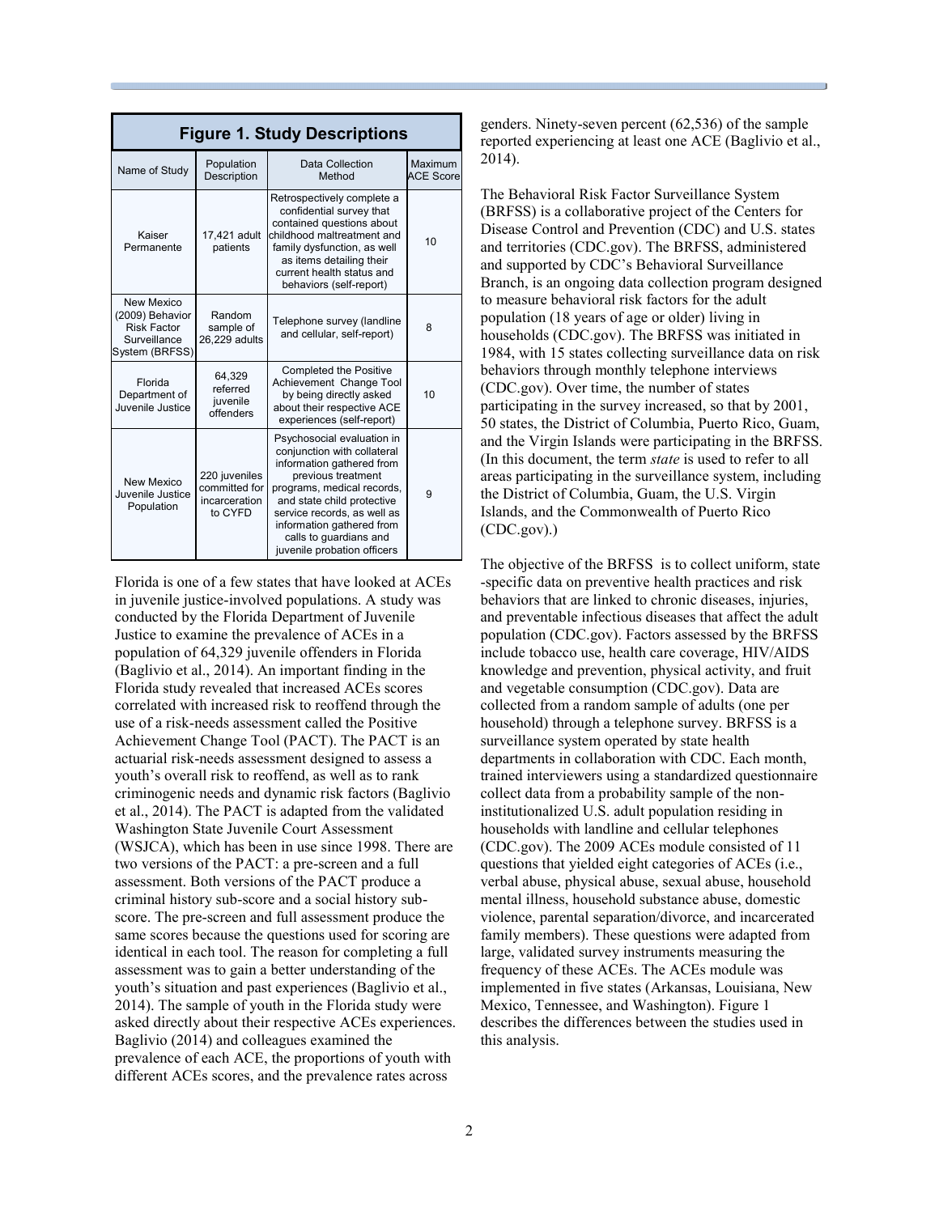**Figure 1. Study Descriptions**

| Name of Study | Population Description | Data Collection Method | Maximum ACE Score |
|---|---|---|---|
| Kaiser Permanente | 17,421 adult patients | Retrospectively complete a confidential survey that contained questions about childhood maltreatment and family dysfunction, as well as items detailing their current health status and behaviors (self-report) | 10 |
| New Mexico (2009) Behavior Risk Factor Surveillance System (BRFSS) | Random sample of 26,229 adults | Telephone survey (landline and cellular, self-report) | 8 |
| Florida Department of Juvenile Justice | 64,329 referred juvenile offenders | Completed the Positive Achievement Change Tool by being directly asked about their respective ACE experiences (self-report) | 10 |
| New Mexico Juvenile Justice Population | 220 juveniles committed for incarceration to CYFD | Psychosocial evaluation in conjunction with collateral information gathered from previous treatment programs, medical records, and state child protective service records, as well as information gathered from calls to guardians and juvenile probation officers | 9 |

Florida is one of a few states that have looked at ACEs in juvenile justice-involved populations. A study was conducted by the Florida Department of Juvenile Justice to examine the prevalence of ACEs in a population of 64,329 juvenile offenders in Florida (Baglivio et al., 2014). An important finding in the Florida study revealed that increased ACEs scores correlated with increased risk to reoffend through the use of a risk-needs assessment called the Positive Achievement Change Tool (PACT). The PACT is an actuarial risk-needs assessment designed to assess a youth's overall risk to reoffend, as well as to rank criminogenic needs and dynamic risk factors (Baglivio et al., 2014). The PACT is adapted from the validated Washington State Juvenile Court Assessment (WSJCA), which has been in use since 1998. There are two versions of the PACT: a pre-screen and a full assessment. Both versions of the PACT produce a criminal history sub-score and a social history sub-score. The pre-screen and full assessment produce the same scores because the questions used for scoring are identical in each tool. The reason for completing a full assessment was to gain a better understanding of the youth's situation and past experiences (Baglivio et al., 2014). The sample of youth in the Florida study were asked directly about their respective ACEs experiences. Baglivio (2014) and colleagues examined the prevalence of each ACE, the proportions of youth with different ACEs scores, and the prevalence rates across genders. Ninety-seven percent (62,536) of the sample reported experiencing at least one ACE (Baglivio et al., 2014).

The Behavioral Risk Factor Surveillance System (BRFSS) is a collaborative project of the Centers for Disease Control and Prevention (CDC) and U.S. states and territories (CDC.gov). The BRFSS, administered and supported by CDC's Behavioral Surveillance Branch, is an ongoing data collection program designed to measure behavioral risk factors for the adult population (18 years of age or older) living in households (CDC.gov). The BRFSS was initiated in 1984, with 15 states collecting surveillance data on risk behaviors through monthly telephone interviews (CDC.gov). Over time, the number of states participating in the survey increased, so that by 2001, 50 states, the District of Columbia, Puerto Rico, Guam, and the Virgin Islands were participating in the BRFSS. (In this document, the term *state* is used to refer to all areas participating in the surveillance system, including the District of Columbia, Guam, the U.S. Virgin Islands, and the Commonwealth of Puerto Rico (CDC.gov).)

The objective of the BRFSS is to collect uniform, state-specific data on preventive health practices and risk behaviors that are linked to chronic diseases, injuries, and preventable infectious diseases that affect the adult population (CDC.gov). Factors assessed by the BRFSS include tobacco use, health care coverage, HIV/AIDS knowledge and prevention, physical activity, and fruit and vegetable consumption (CDC.gov). Data are collected from a random sample of adults (one per household) through a telephone survey. BRFSS is a surveillance system operated by state health departments in collaboration with CDC. Each month, trained interviewers using a standardized questionnaire collect data from a probability sample of the non-institutionalized U.S. adult population residing in households with landline and cellular telephones (CDC.gov). The 2009 ACEs module consisted of 11 questions that yielded eight categories of ACEs (i.e., verbal abuse, physical abuse, sexual abuse, household mental illness, household substance abuse, domestic violence, parental separation/divorce, and incarcerated family members). These questions were adapted from large, validated survey instruments measuring the frequency of these ACEs. The ACEs module was implemented in five states (Arkansas, Louisiana, New Mexico, Tennessee, and Washington). Figure 1 describes the differences between the studies used in this analysis.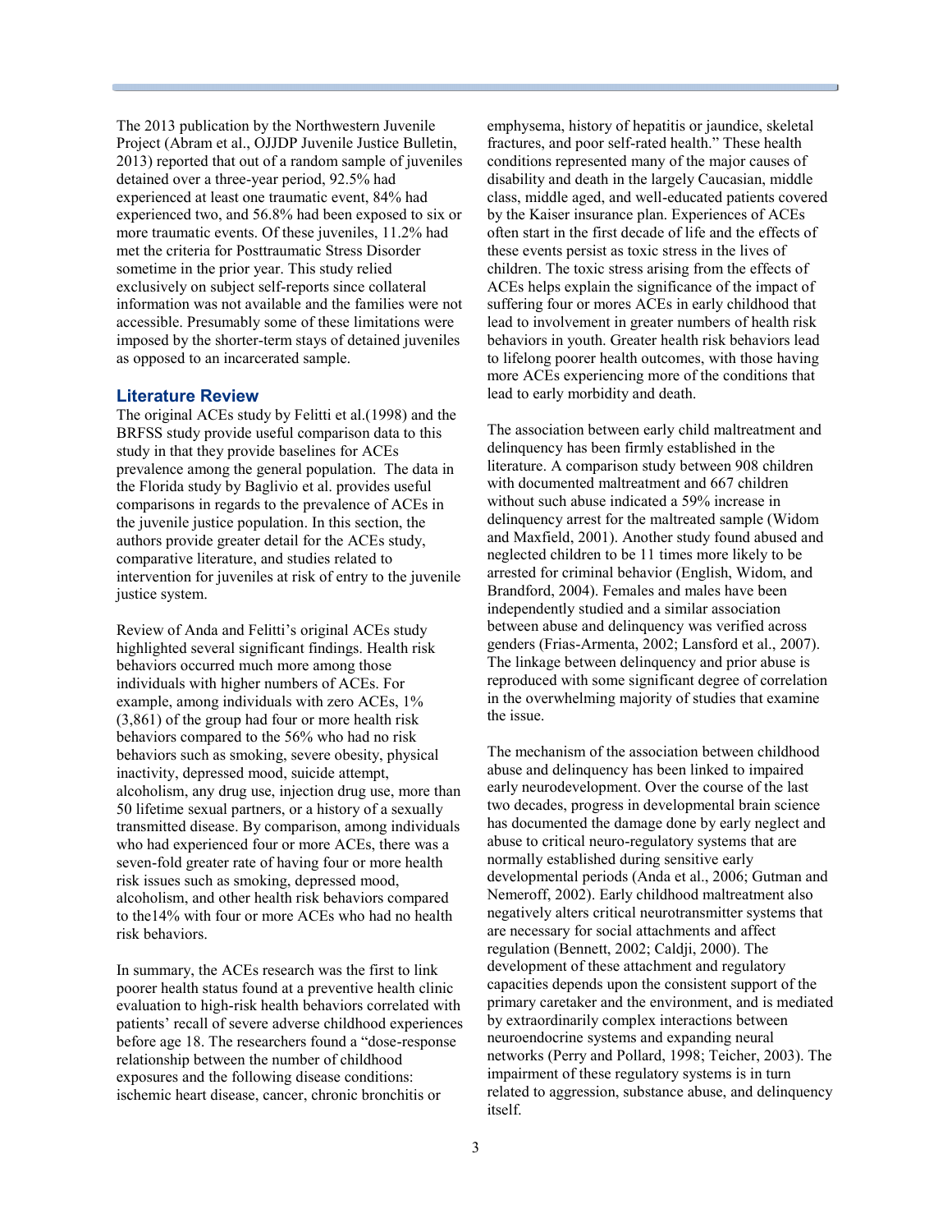The 2013 publication by the Northwestern Juvenile Project (Abram et al., OJJDP Juvenile Justice Bulletin, 2013) reported that out of a random sample of juveniles detained over a three-year period, 92.5% had experienced at least one traumatic event, 84% had experienced two, and 56.8% had been exposed to six or more traumatic events. Of these juveniles, 11.2% had met the criteria for Posttraumatic Stress Disorder sometime in the prior year. This study relied exclusively on subject self-reports since collateral information was not available and the families were not accessible. Presumably some of these limitations were imposed by the shorter-term stays of detained juveniles as opposed to an incarcerated sample.

## Literature Review

The original ACEs study by Felitti et al.(1998) and the BRFSS study provide useful comparison data to this study in that they provide baselines for ACEs prevalence among the general population. The data in the Florida study by Baglivio et al. provides useful comparisons in regards to the prevalence of ACEs in the juvenile justice population. In this section, the authors provide greater detail for the ACEs study, comparative literature, and studies related to intervention for juveniles at risk of entry to the juvenile justice system.

Review of Anda and Felitti's original ACEs study highlighted several significant findings. Health risk behaviors occurred much more among those individuals with higher numbers of ACEs. For example, among individuals with zero ACEs, 1% (3,861) of the group had four or more health risk behaviors compared to the 56% who had no risk behaviors such as smoking, severe obesity, physical inactivity, depressed mood, suicide attempt, alcoholism, any drug use, injection drug use, more than 50 lifetime sexual partners, or a history of a sexually transmitted disease. By comparison, among individuals who had experienced four or more ACEs, there was a seven-fold greater rate of having four or more health risk issues such as smoking, depressed mood, alcoholism, and other health risk behaviors compared to the14% with four or more ACEs who had no health risk behaviors.

In summary, the ACEs research was the first to link poorer health status found at a preventive health clinic evaluation to high-risk health behaviors correlated with patients' recall of severe adverse childhood experiences before age 18. The researchers found a "dose-response relationship between the number of childhood exposures and the following disease conditions: ischemic heart disease, cancer, chronic bronchitis or emphysema, history of hepatitis or jaundice, skeletal fractures, and poor self-rated health." These health conditions represented many of the major causes of disability and death in the largely Caucasian, middle class, middle aged, and well-educated patients covered by the Kaiser insurance plan. Experiences of ACEs often start in the first decade of life and the effects of these events persist as toxic stress in the lives of children. The toxic stress arising from the effects of ACEs helps explain the significance of the impact of suffering four or mores ACEs in early childhood that lead to involvement in greater numbers of health risk behaviors in youth. Greater health risk behaviors lead to lifelong poorer health outcomes, with those having more ACEs experiencing more of the conditions that lead to early morbidity and death.

The association between early child maltreatment and delinquency has been firmly established in the literature. A comparison study between 908 children with documented maltreatment and 667 children without such abuse indicated a 59% increase in delinquency arrest for the maltreated sample (Widom and Maxfield, 2001). Another study found abused and neglected children to be 11 times more likely to be arrested for criminal behavior (English, Widom, and Brandford, 2004). Females and males have been independently studied and a similar association between abuse and delinquency was verified across genders (Frias-Armenta, 2002; Lansford et al., 2007). The linkage between delinquency and prior abuse is reproduced with some significant degree of correlation in the overwhelming majority of studies that examine the issue.

The mechanism of the association between childhood abuse and delinquency has been linked to impaired early neurodevelopment. Over the course of the last two decades, progress in developmental brain science has documented the damage done by early neglect and abuse to critical neuro-regulatory systems that are normally established during sensitive early developmental periods (Anda et al., 2006; Gutman and Nemeroff, 2002). Early childhood maltreatment also negatively alters critical neurotransmitter systems that are necessary for social attachments and affect regulation (Bennett, 2002; Caldji, 2000). The development of these attachment and regulatory capacities depends upon the consistent support of the primary caretaker and the environment, and is mediated by extraordinarily complex interactions between neuroendocrine systems and expanding neural networks (Perry and Pollard, 1998; Teicher, 2003). The impairment of these regulatory systems is in turn related to aggression, substance abuse, and delinquency itself.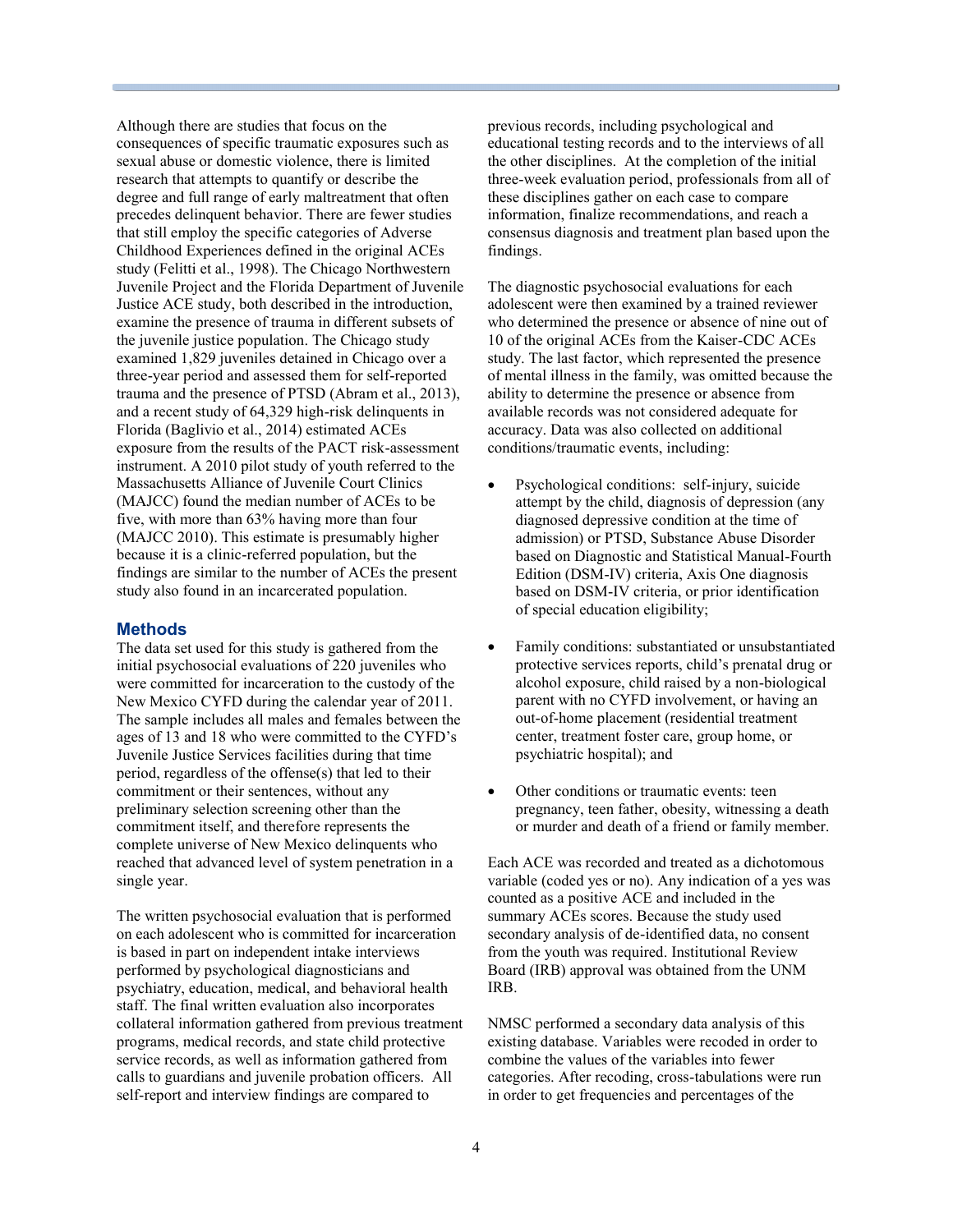Although there are studies that focus on the consequences of specific traumatic exposures such as sexual abuse or domestic violence, there is limited research that attempts to quantify or describe the degree and full range of early maltreatment that often precedes delinquent behavior. There are fewer studies that still employ the specific categories of Adverse Childhood Experiences defined in the original ACEs study (Felitti et al., 1998). The Chicago Northwestern Juvenile Project and the Florida Department of Juvenile Justice ACE study, both described in the introduction, examine the presence of trauma in different subsets of the juvenile justice population. The Chicago study examined 1,829 juveniles detained in Chicago over a three-year period and assessed them for self-reported trauma and the presence of PTSD (Abram et al., 2013), and a recent study of 64,329 high-risk delinquents in Florida (Baglivio et al., 2014) estimated ACEs exposure from the results of the PACT risk-assessment instrument. A 2010 pilot study of youth referred to the Massachusetts Alliance of Juvenile Court Clinics (MAJCC) found the median number of ACEs to be five, with more than 63% having more than four (MAJCC 2010). This estimate is presumably higher because it is a clinic-referred population, but the findings are similar to the number of ACEs the present study also found in an incarcerated population.

## Methods

The data set used for this study is gathered from the initial psychosocial evaluations of 220 juveniles who were committed for incarceration to the custody of the New Mexico CYFD during the calendar year of 2011. The sample includes all males and females between the ages of 13 and 18 who were committed to the CYFD's Juvenile Justice Services facilities during that time period, regardless of the offense(s) that led to their commitment or their sentences, without any preliminary selection screening other than the commitment itself, and therefore represents the complete universe of New Mexico delinquents who reached that advanced level of system penetration in a single year.

The written psychosocial evaluation that is performed on each adolescent who is committed for incarceration is based in part on independent intake interviews performed by psychological diagnosticians and psychiatry, education, medical, and behavioral health staff. The final written evaluation also incorporates collateral information gathered from previous treatment programs, medical records, and state child protective service records, as well as information gathered from calls to guardians and juvenile probation officers. All self-report and interview findings are compared to previous records, including psychological and educational testing records and to the interviews of all the other disciplines. At the completion of the initial three-week evaluation period, professionals from all of these disciplines gather on each case to compare information, finalize recommendations, and reach a consensus diagnosis and treatment plan based upon the findings.

The diagnostic psychosocial evaluations for each adolescent were then examined by a trained reviewer who determined the presence or absence of nine out of 10 of the original ACEs from the Kaiser-CDC ACEs study. The last factor, which represented the presence of mental illness in the family, was omitted because the ability to determine the presence or absence from available records was not considered adequate for accuracy. Data was also collected on additional conditions/traumatic events, including:

- Psychological conditions: self-injury, suicide attempt by the child, diagnosis of depression (any diagnosed depressive condition at the time of admission) or PTSD, Substance Abuse Disorder based on Diagnostic and Statistical Manual-Fourth Edition (DSM-IV) criteria, Axis One diagnosis based on DSM-IV criteria, or prior identification of special education eligibility;

- Family conditions: substantiated or unsubstantiated protective services reports, child's prenatal drug or alcohol exposure, child raised by a non-biological parent with no CYFD involvement, or having an out-of-home placement (residential treatment center, treatment foster care, group home, or psychiatric hospital); and

- Other conditions or traumatic events: teen pregnancy, teen father, obesity, witnessing a death or murder and death of a friend or family member.

Each ACE was recorded and treated as a dichotomous variable (coded yes or no). Any indication of a yes was counted as a positive ACE and included in the summary ACEs scores. Because the study used secondary analysis of de-identified data, no consent from the youth was required. Institutional Review Board (IRB) approval was obtained from the UNM IRB.

NMSC performed a secondary data analysis of this existing database. Variables were recoded in order to combine the values of the variables into fewer categories. After recoding, cross-tabulations were run in order to get frequencies and percentages of the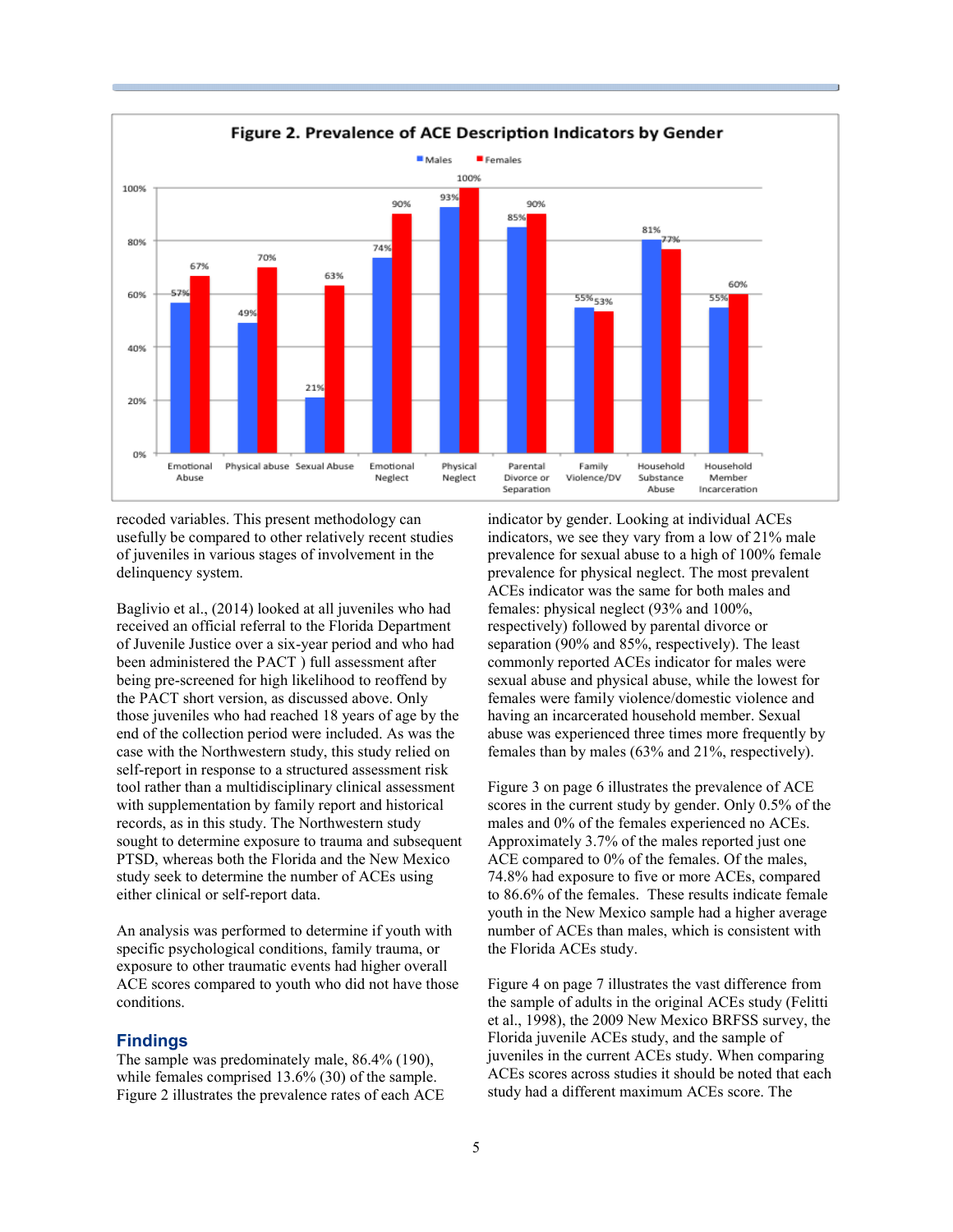**Figure 2. Prevalence of ACE Description Indicators by Gender**

| ACE Indicator | Males | Females |
|---|---|---|
| Emotional Abuse | 57% | 67% |
| Physical abuse | 49% | 70% |
| Sexual Abuse | 21% | 63% |
| Emotional Neglect | 74% | 90% |
| Physical Neglect | 93% | 100% |
| Parental Divorce or Separation | 85% | 90% |
| Family Violence/DV | 55% | 53% |
| Household Substance Abuse | 81% | 77% |
| Household Member Incarceration | 55% | 60% |

recoded variables. This present methodology can usefully be compared to other relatively recent studies of juveniles in various stages of involvement in the delinquency system.

Baglivio et al., (2014) looked at all juveniles who had received an official referral to the Florida Department of Juvenile Justice over a six-year period and who had been administered the PACT ) full assessment after being pre-screened for high likelihood to reoffend by the PACT short version, as discussed above. Only those juveniles who had reached 18 years of age by the end of the collection period were included. As was the case with the Northwestern study, this study relied on self-report in response to a structured assessment risk tool rather than a multidisciplinary clinical assessment with supplementation by family report and historical records, as in this study. The Northwestern study sought to determine exposure to trauma and subsequent PTSD, whereas both the Florida and the New Mexico study seek to determine the number of ACEs using either clinical or self-report data.

An analysis was performed to determine if youth with specific psychological conditions, family trauma, or exposure to other traumatic events had higher overall ACE scores compared to youth who did not have those conditions.

## Findings

The sample was predominately male, 86.4% (190), while females comprised 13.6% (30) of the sample. Figure 2 illustrates the prevalence rates of each ACE indicator by gender. Looking at individual ACEs indicators, we see they vary from a low of 21% male prevalence for sexual abuse to a high of 100% female prevalence for physical neglect. The most prevalent ACEs indicator was the same for both males and females: physical neglect (93% and 100%, respectively) followed by parental divorce or separation (90% and 85%, respectively). The least commonly reported ACEs indicator for males were sexual abuse and physical abuse, while the lowest for females were family violence/domestic violence and having an incarcerated household member. Sexual abuse was experienced three times more frequently by females than by males (63% and 21%, respectively).

Figure 3 on page 6 illustrates the prevalence of ACE scores in the current study by gender. Only 0.5% of the males and 0% of the females experienced no ACEs. Approximately 3.7% of the males reported just one ACE compared to 0% of the females. Of the males, 74.8% had exposure to five or more ACEs, compared to 86.6% of the females. These results indicate female youth in the New Mexico sample had a higher average number of ACEs than males, which is consistent with the Florida ACEs study.

Figure 4 on page 7 illustrates the vast difference from the sample of adults in the original ACEs study (Felitti et al., 1998), the 2009 New Mexico BRFSS survey, the Florida juvenile ACEs study, and the sample of juveniles in the current ACEs study. When comparing ACEs scores across studies it should be noted that each study had a different maximum ACEs score. The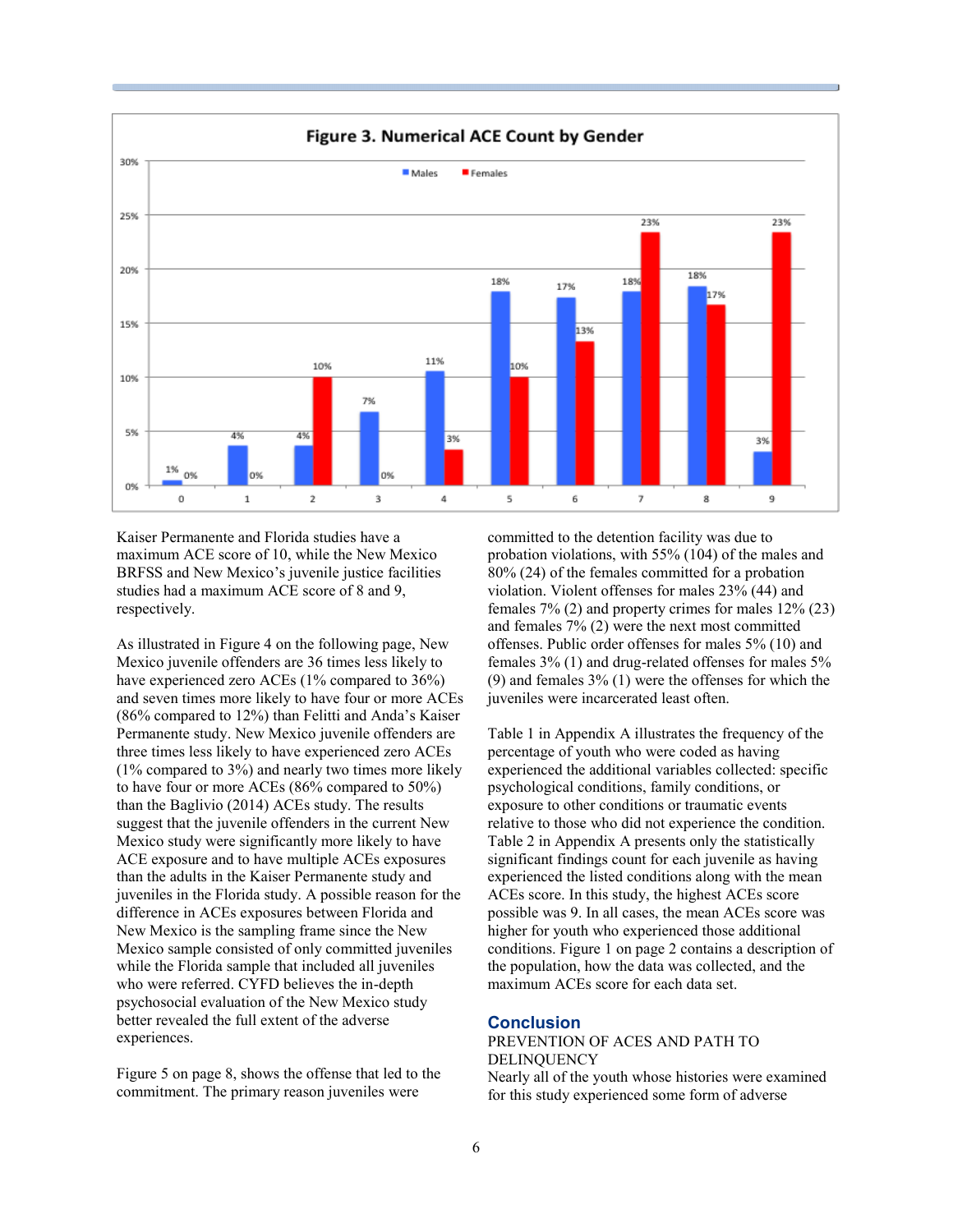**Figure 3. Numerical ACE Count by Gender**

| ACE Count | Males | Females |
|---|---|---|
| 0 | 1% | 0% |
| 1 | 4% | 0% |
| 2 | 4% | 10% |
| 3 | 7% | 0% |
| 4 | 11% | 3% |
| 5 | 18% | 10% |
| 6 | 17% | 13% |
| 7 | 18% | 23% |
| 8 | 18% | 17% |
| 9 | 3% | 23% |

Kaiser Permanente and Florida studies have a maximum ACE score of 10, while the New Mexico BRFSS and New Mexico's juvenile justice facilities studies had a maximum ACE score of 8 and 9, respectively.

As illustrated in Figure 4 on the following page, New Mexico juvenile offenders are 36 times less likely to have experienced zero ACEs (1% compared to 36%) and seven times more likely to have four or more ACEs (86% compared to 12%) than Felitti and Anda's Kaiser Permanente study. New Mexico juvenile offenders are three times less likely to have experienced zero ACEs (1% compared to 3%) and nearly two times more likely to have four or more ACEs (86% compared to 50%) than the Baglivio (2014) ACEs study. The results suggest that the juvenile offenders in the current New Mexico study were significantly more likely to have ACE exposure and to have multiple ACEs exposures than the adults in the Kaiser Permanente study and juveniles in the Florida study. A possible reason for the difference in ACEs exposures between Florida and New Mexico is the sampling frame since the New Mexico sample consisted of only committed juveniles while the Florida sample that included all juveniles who were referred. CYFD believes the in-depth psychosocial evaluation of the New Mexico study better revealed the full extent of the adverse experiences.

Figure 5 on page 8, shows the offense that led to the commitment. The primary reason juveniles were committed to the detention facility was due to probation violations, with 55% (104) of the males and 80% (24) of the females committed for a probation violation. Violent offenses for males 23% (44) and females 7% (2) and property crimes for males 12% (23) and females 7% (2) were the next most committed offenses. Public order offenses for males 5% (10) and females 3% (1) and drug-related offenses for males 5% (9) and females 3% (1) were the offenses for which the juveniles were incarcerated least often.

Table 1 in Appendix A illustrates the frequency of the percentage of youth who were coded as having experienced the additional variables collected: specific psychological conditions, family conditions, or exposure to other conditions or traumatic events relative to those who did not experience the condition. Table 2 in Appendix A presents only the statistically significant findings count for each juvenile as having experienced the listed conditions along with the mean ACEs score. In this study, the highest ACEs score possible was 9. In all cases, the mean ACEs score was higher for youth who experienced those additional conditions. Figure 1 on page 2 contains a description of the population, how the data was collected, and the maximum ACEs score for each data set.

## Conclusion

PREVENTION OF ACES AND PATH TO DELINQUENCY

Nearly all of the youth whose histories were examined for this study experienced some form of adverse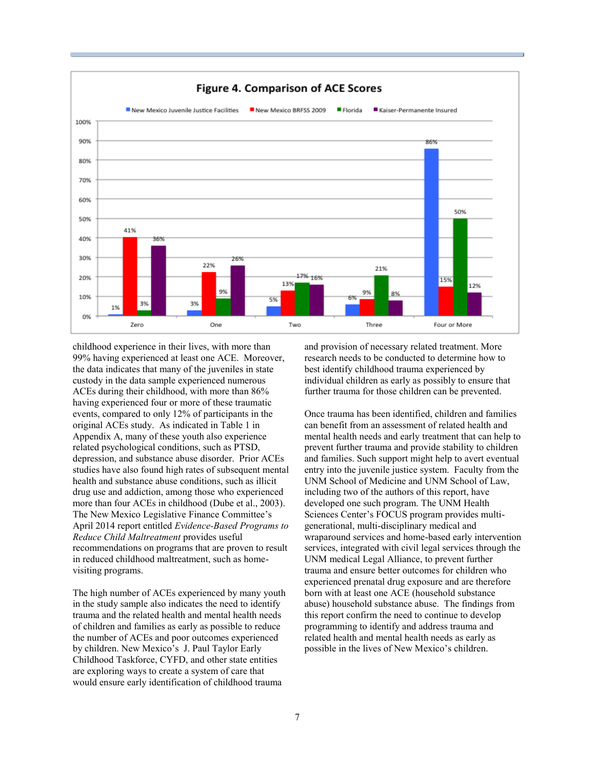**Figure 4. Comparison of ACE Scores**

| | Zero | One | Two | Three | Four or More |
|---|---|---|---|---|---|
| New Mexico Juvenile Justice Facilities | 1% | 3% | 5% | 6% | 86% |
| New Mexico BRFSS 2009 | 41% | 22% | 13% | 9% | 15% |
| Florida | 3% | 9% | 17% | 21% | 50% |
| Kaiser-Permanente Insured | 36% | 26% | 16% | 8% | 12% |

childhood experience in their lives, with more than 99% having experienced at least one ACE. Moreover, the data indicates that many of the juveniles in state custody in the data sample experienced numerous ACEs during their childhood, with more than 86% having experienced four or more of these traumatic events, compared to only 12% of participants in the original ACEs study. As indicated in Table 1 in Appendix A, many of these youth also experience related psychological conditions, such as PTSD, depression, and substance abuse disorder. Prior ACEs studies have also found high rates of subsequent mental health and substance abuse conditions, such as illicit drug use and addiction, among those who experienced more than four ACEs in childhood (Dube et al., 2003). The New Mexico Legislative Finance Committee's April 2014 report entitled *Evidence-Based Programs to Reduce Child Maltreatment* provides useful recommendations on programs that are proven to result in reduced childhood maltreatment, such as home-visiting programs.

The high number of ACEs experienced by many youth in the study sample also indicates the need to identify trauma and the related health and mental health needs of children and families as early as possible to reduce the number of ACEs and poor outcomes experienced by children. New Mexico's J. Paul Taylor Early Childhood Taskforce, CYFD, and other state entities are exploring ways to create a system of care that would ensure early identification of childhood trauma and provision of necessary related treatment. More research needs to be conducted to determine how to best identify childhood trauma experienced by individual children as early as possibly to ensure that further trauma for those children can be prevented.

Once trauma has been identified, children and families can benefit from an assessment of related health and mental health needs and early treatment that can help to prevent further trauma and provide stability to children and families. Such support might help to avert eventual entry into the juvenile justice system. Faculty from the UNM School of Medicine and UNM School of Law, including two of the authors of this report, have developed one such program. The UNM Health Sciences Center's FOCUS program provides multi-generational, multi-disciplinary medical and wraparound services and home-based early intervention services, integrated with civil legal services through the UNM medical Legal Alliance, to prevent further trauma and ensure better outcomes for children who experienced prenatal drug exposure and are therefore born with at least one ACE (household substance abuse) household substance abuse. The findings from this report confirm the need to continue to develop programming to identify and address trauma and related health and mental health needs as early as possible in the lives of New Mexico's children.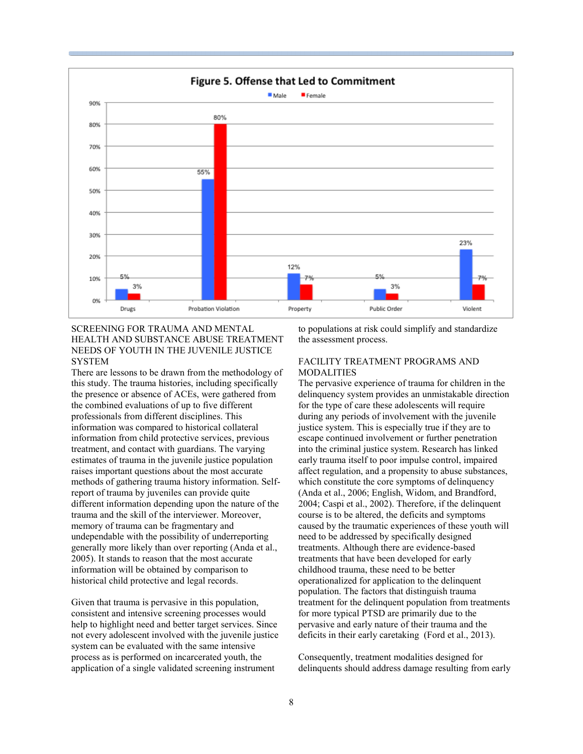Figure 5. Offense that Led to Commitment

| Offense | Male | Female |
|---|---|---|
| Drugs | 5% | 3% |
| Probation Violation | 55% | 80% |
| Property | 12% | 7% |
| Public Order | 5% | 3% |
| Violent | 23% | 7% |

## SCREENING FOR TRAUMA AND MENTAL HEALTH AND SUBSTANCE ABUSE TREATMENT NEEDS OF YOUTH IN THE JUVENILE JUSTICE SYSTEM

There are lessons to be drawn from the methodology of this study. The trauma histories, including specifically the presence or absence of ACEs, were gathered from the combined evaluations of up to five different professionals from different disciplines. This information was compared to historical collateral information from child protective services, previous treatment, and contact with guardians. The varying estimates of trauma in the juvenile justice population raises important questions about the most accurate methods of gathering trauma history information. Self-report of trauma by juveniles can provide quite different information depending upon the nature of the trauma and the skill of the interviewer. Moreover, memory of trauma can be fragmentary and undependable with the possibility of underreporting generally more likely than over reporting (Anda et al., 2005). It stands to reason that the most accurate information will be obtained by comparison to historical child protective and legal records.

Given that trauma is pervasive in this population, consistent and intensive screening processes would help to highlight need and better target services. Since not every adolescent involved with the juvenile justice system can be evaluated with the same intensive process as is performed on incarcerated youth, the application of a single validated screening instrument to populations at risk could simplify and standardize the assessment process.

## FACILITY TREATMENT PROGRAMS AND MODALITIES

The pervasive experience of trauma for children in the delinquency system provides an unmistakable direction for the type of care these adolescents will require during any periods of involvement with the juvenile justice system. This is especially true if they are to escape continued involvement or further penetration into the criminal justice system. Research has linked early trauma itself to poor impulse control, impaired affect regulation, and a propensity to abuse substances, which constitute the core symptoms of delinquency (Anda et al., 2006; English, Widom, and Brandford, 2004; Caspi et al., 2002). Therefore, if the delinquent course is to be altered, the deficits and symptoms caused by the traumatic experiences of these youth will need to be addressed by specifically designed treatments. Although there are evidence-based treatments that have been developed for early childhood trauma, these need to be better operationalized for application to the delinquent population. The factors that distinguish trauma treatment for the delinquent population from treatments for more typical PTSD are primarily due to the pervasive and early nature of their trauma and the deficits in their early caretaking (Ford et al., 2013).

Consequently, treatment modalities designed for delinquents should address damage resulting from early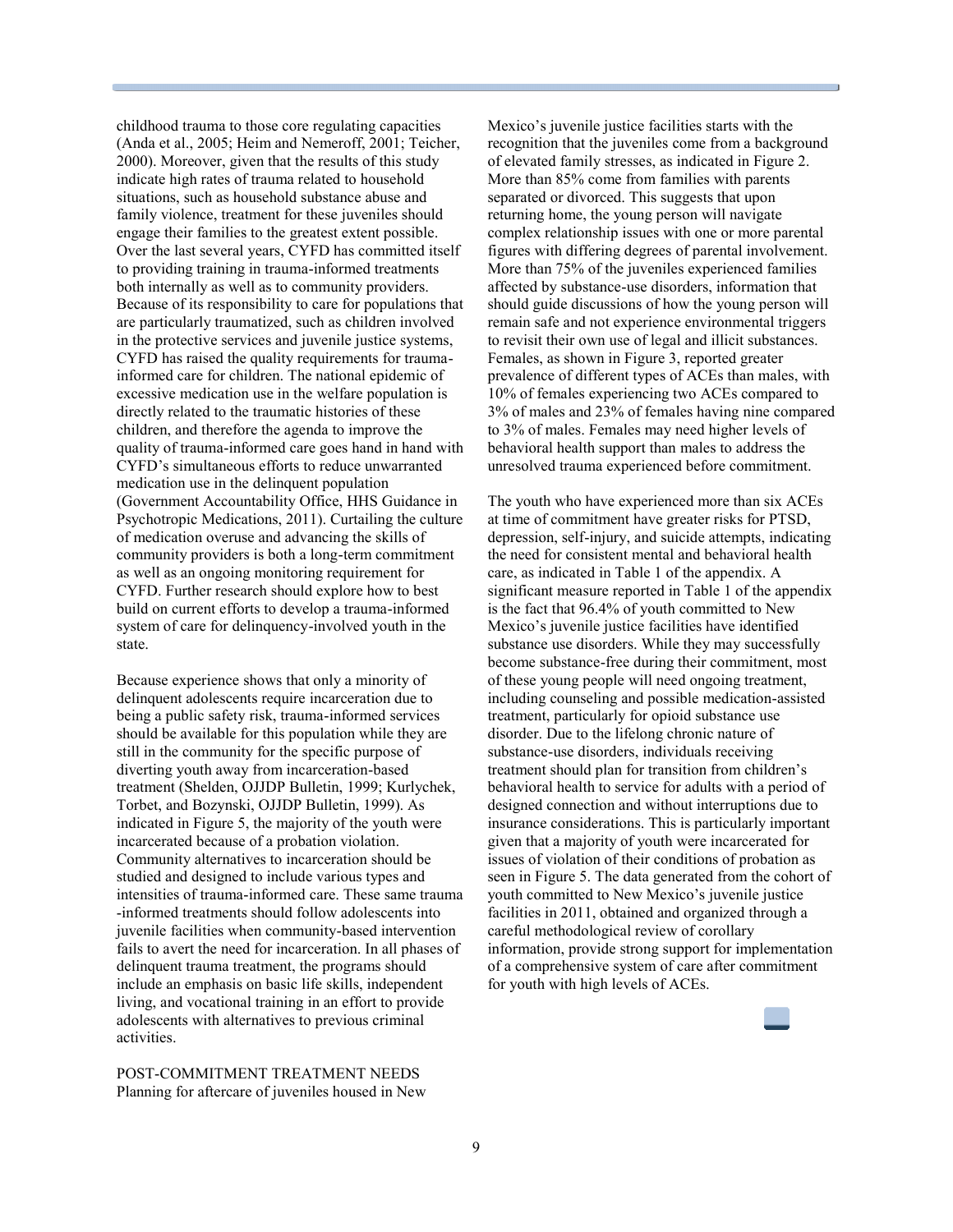childhood trauma to those core regulating capacities (Anda et al., 2005; Heim and Nemeroff, 2001; Teicher, 2000). Moreover, given that the results of this study indicate high rates of trauma related to household situations, such as household substance abuse and family violence, treatment for these juveniles should engage their families to the greatest extent possible. Over the last several years, CYFD has committed itself to providing training in trauma-informed treatments both internally as well as to community providers. Because of its responsibility to care for populations that are particularly traumatized, such as children involved in the protective services and juvenile justice systems, CYFD has raised the quality requirements for trauma-informed care for children. The national epidemic of excessive medication use in the welfare population is directly related to the traumatic histories of these children, and therefore the agenda to improve the quality of trauma-informed care goes hand in hand with CYFD's simultaneous efforts to reduce unwarranted medication use in the delinquent population (Government Accountability Office, HHS Guidance in Psychotropic Medications, 2011). Curtailing the culture of medication overuse and advancing the skills of community providers is both a long-term commitment as well as an ongoing monitoring requirement for CYFD. Further research should explore how to best build on current efforts to develop a trauma-informed system of care for delinquency-involved youth in the state.

Because experience shows that only a minority of delinquent adolescents require incarceration due to being a public safety risk, trauma-informed services should be available for this population while they are still in the community for the specific purpose of diverting youth away from incarceration-based treatment (Shelden, OJJDP Bulletin, 1999; Kurlychek, Torbet, and Bozynski, OJJDP Bulletin, 1999). As indicated in Figure 5, the majority of the youth were incarcerated because of a probation violation. Community alternatives to incarceration should be studied and designed to include various types and intensities of trauma-informed care. These same trauma -informed treatments should follow adolescents into juvenile facilities when community-based intervention fails to avert the need for incarceration. In all phases of delinquent trauma treatment, the programs should include an emphasis on basic life skills, independent living, and vocational training in an effort to provide adolescents with alternatives to previous criminal activities.

POST-COMMITMENT TREATMENT NEEDS

Planning for aftercare of juveniles housed in New Mexico's juvenile justice facilities starts with the recognition that the juveniles come from a background of elevated family stresses, as indicated in Figure 2. More than 85% come from families with parents separated or divorced. This suggests that upon returning home, the young person will navigate complex relationship issues with one or more parental figures with differing degrees of parental involvement. More than 75% of the juveniles experienced families affected by substance-use disorders, information that should guide discussions of how the young person will remain safe and not experience environmental triggers to revisit their own use of legal and illicit substances. Females, as shown in Figure 3, reported greater prevalence of different types of ACEs than males, with 10% of females experiencing two ACEs compared to 3% of males and 23% of females having nine compared to 3% of males. Females may need higher levels of behavioral health support than males to address the unresolved trauma experienced before commitment.

The youth who have experienced more than six ACEs at time of commitment have greater risks for PTSD, depression, self-injury, and suicide attempts, indicating the need for consistent mental and behavioral health care, as indicated in Table 1 of the appendix. A significant measure reported in Table 1 of the appendix is the fact that 96.4% of youth committed to New Mexico's juvenile justice facilities have identified substance use disorders. While they may successfully become substance-free during their commitment, most of these young people will need ongoing treatment, including counseling and possible medication-assisted treatment, particularly for opioid substance use disorder. Due to the lifelong chronic nature of substance-use disorders, individuals receiving treatment should plan for transition from children's behavioral health to service for adults with a period of designed connection and without interruptions due to insurance considerations. This is particularly important given that a majority of youth were incarcerated for issues of violation of their conditions of probation as seen in Figure 5. The data generated from the cohort of youth committed to New Mexico's juvenile justice facilities in 2011, obtained and organized through a careful methodological review of corollary information, provide strong support for implementation of a comprehensive system of care after commitment for youth with high levels of ACEs.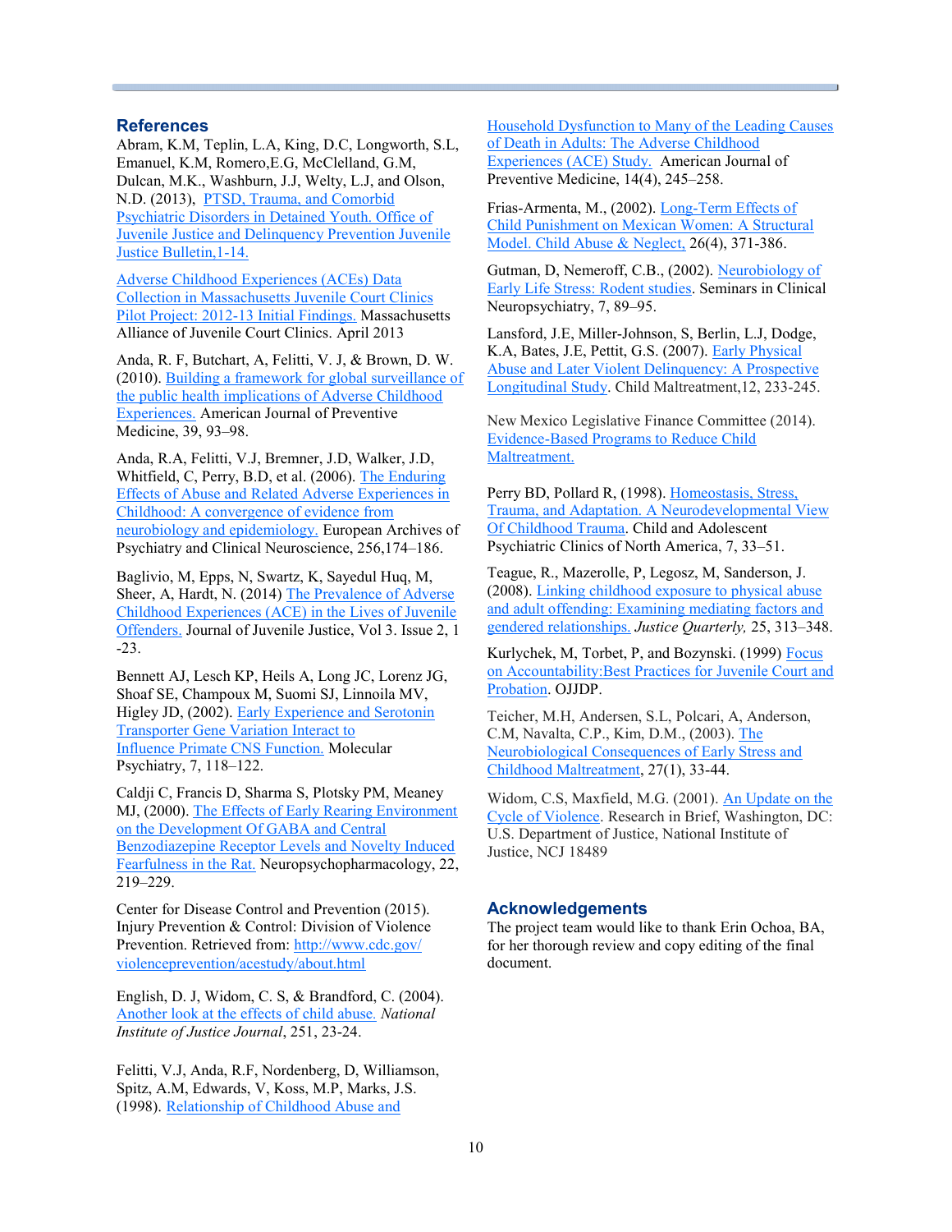## References

Abram, K.M, Teplin, L.A, King, D.C, Longworth, S.L, Emanuel, K.M, Romero,E.G, McClelland, G.M, Dulcan, M.K., Washburn, J.J, Welty, L.J, and Olson, N.D. (2013), PTSD, Trauma, and Comorbid Psychiatric Disorders in Detained Youth. Office of Juvenile Justice and Delinquency Prevention Juvenile Justice Bulletin,1-14.

Adverse Childhood Experiences (ACEs) Data Collection in Massachusetts Juvenile Court Clinics Pilot Project: 2012-13 Initial Findings. Massachusetts Alliance of Juvenile Court Clinics. April 2013

Anda, R. F, Butchart, A, Felitti, V. J, & Brown, D. W. (2010). Building a framework for global surveillance of the public health implications of Adverse Childhood Experiences. American Journal of Preventive Medicine, 39, 93–98.

Anda, R.A, Felitti, V.J, Bremner, J.D, Walker, J.D, Whitfield, C, Perry, B.D, et al. (2006). The Enduring Effects of Abuse and Related Adverse Experiences in Childhood: A convergence of evidence from neurobiology and epidemiology. European Archives of Psychiatry and Clinical Neuroscience, 256,174–186.

Baglivio, M, Epps, N, Swartz, K, Sayedul Huq, M, Sheer, A, Hardt, N. (2014) The Prevalence of Adverse Childhood Experiences (ACE) in the Lives of Juvenile Offenders. Journal of Juvenile Justice, Vol 3. Issue 2, 1 -23.

Bennett AJ, Lesch KP, Heils A, Long JC, Lorenz JG, Shoaf SE, Champoux M, Suomi SJ, Linnoila MV, Higley JD, (2002). Early Experience and Serotonin Transporter Gene Variation Interact to Influence Primate CNS Function. Molecular Psychiatry, 7, 118–122.

Caldji C, Francis D, Sharma S, Plotsky PM, Meaney MJ, (2000). The Effects of Early Rearing Environment on the Development Of GABA and Central Benzodiazepine Receptor Levels and Novelty Induced Fearfulness in the Rat. Neuropsychopharmacology, 22, 219–229.

Center for Disease Control and Prevention (2015). Injury Prevention & Control: Division of Violence Prevention. Retrieved from: http://www.cdc.gov/violenceprevention/acestudy/about.html

English, D. J, Widom, C. S, & Brandford, C. (2004). Another look at the effects of child abuse. *National Institute of Justice Journal*, 251, 23-24.

Felitti, V.J, Anda, R.F, Nordenberg, D, Williamson, Spitz, A.M, Edwards, V, Koss, M.P, Marks, J.S. (1998). Relationship of Childhood Abuse and Household Dysfunction to Many of the Leading Causes of Death in Adults: The Adverse Childhood Experiences (ACE) Study. American Journal of Preventive Medicine, 14(4), 245–258.

Frias-Armenta, M., (2002). Long-Term Effects of Child Punishment on Mexican Women: A Structural Model. Child Abuse & Neglect, 26(4), 371-386.

Gutman, D, Nemeroff, C.B., (2002). Neurobiology of Early Life Stress: Rodent studies. Seminars in Clinical Neuropsychiatry, 7, 89–95.

Lansford, J.E, Miller-Johnson, S, Berlin, L.J, Dodge, K.A, Bates, J.E, Pettit, G.S. (2007). Early Physical Abuse and Later Violent Delinquency: A Prospective Longitudinal Study. Child Maltreatment,12, 233-245.

New Mexico Legislative Finance Committee (2014). Evidence-Based Programs to Reduce Child Maltreatment.

Perry BD, Pollard R, (1998). Homeostasis, Stress, Trauma, and Adaptation. A Neurodevelopmental View Of Childhood Trauma. Child and Adolescent Psychiatric Clinics of North America, 7, 33–51.

Teague, R., Mazerolle, P, Legosz, M, Sanderson, J. (2008). Linking childhood exposure to physical abuse and adult offending: Examining mediating factors and gendered relationships. *Justice Quarterly,* 25, 313–348.

Kurlychek, M, Torbet, P, and Bozynski. (1999) Focus on Accountability:Best Practices for Juvenile Court and Probation. OJJDP.

Teicher, M.H, Andersen, S.L, Polcari, A, Anderson, C.M, Navalta, C.P., Kim, D.M., (2003). The Neurobiological Consequences of Early Stress and Childhood Maltreatment, 27(1), 33-44.

Widom, C.S, Maxfield, M.G. (2001). An Update on the Cycle of Violence. Research in Brief, Washington, DC: U.S. Department of Justice, National Institute of Justice, NCJ 18489

## Acknowledgements

The project team would like to thank Erin Ochoa, BA, for her thorough review and copy editing of the final document.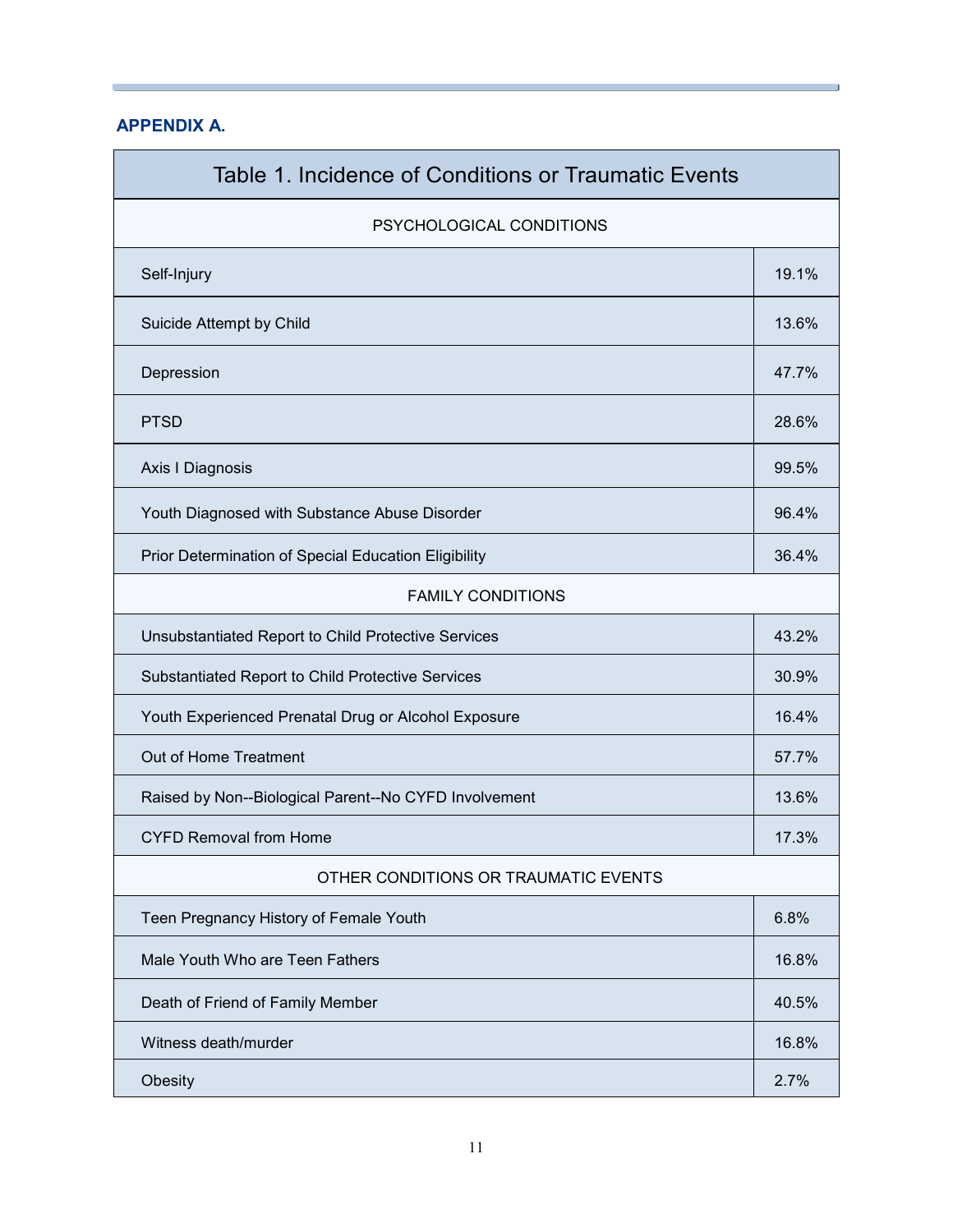## APPENDIX A.

| Table 1. Incidence of Conditions or Traumatic Events | |
|---|---|
| PSYCHOLOGICAL CONDITIONS | |
| Self-Injury | 19.1% |
| Suicide Attempt by Child | 13.6% |
| Depression | 47.7% |
| PTSD | 28.6% |
| Axis I Diagnosis | 99.5% |
| Youth Diagnosed with Substance Abuse Disorder | 96.4% |
| Prior Determination of Special Education Eligibility | 36.4% |
| FAMILY CONDITIONS | |
| Unsubstantiated Report to Child Protective Services | 43.2% |
| Substantiated Report to Child Protective Services | 30.9% |
| Youth Experienced Prenatal Drug or Alcohol Exposure | 16.4% |
| Out of Home Treatment | 57.7% |
| Raised by Non--Biological Parent--No CYFD Involvement | 13.6% |
| CYFD Removal from Home | 17.3% |
| OTHER CONDITIONS OR TRAUMATIC EVENTS | |
| Teen Pregnancy History of Female Youth | 6.8% |
| Male Youth Who are Teen Fathers | 16.8% |
| Death of Friend of Family Member | 40.5% |
| Witness death/murder | 16.8% |
| Obesity | 2.7% |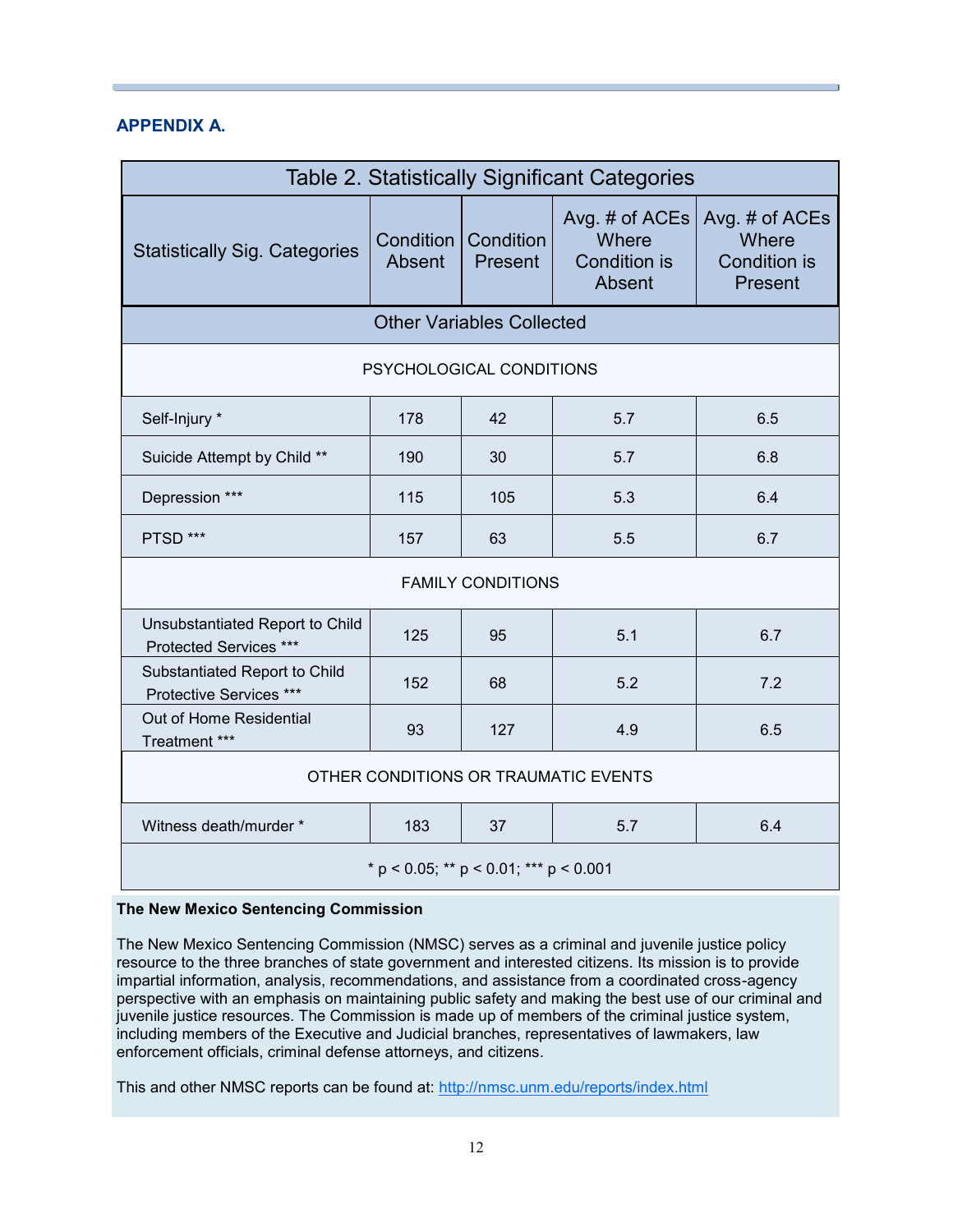## APPENDIX A.

| Table 2. Statistically Significant Categories | | | | |
|---|---|---|---|---|
| Statistically Sig. Categories | Condition Absent | Condition Present | Avg. # of ACEs Where Condition is Absent | Avg. # of ACEs Where Condition is Present |
| Other Variables Collected | | | | |
| PSYCHOLOGICAL CONDITIONS | | | | |
| Self-Injury * | 178 | 42 | 5.7 | 6.5 |
| Suicide Attempt by Child ** | 190 | 30 | 5.7 | 6.8 |
| Depression *** | 115 | 105 | 5.3 | 6.4 |
| PTSD *** | 157 | 63 | 5.5 | 6.7 |
| FAMILY CONDITIONS | | | | |
| Unsubstantiated Report to Child Protected Services *** | 125 | 95 | 5.1 | 6.7 |
| Substantiated Report to Child Protective Services *** | 152 | 68 | 5.2 | 7.2 |
| Out of Home Residential Treatment *** | 93 | 127 | 4.9 | 6.5 |
| OTHER CONDITIONS OR TRAUMATIC EVENTS | | | | |
| Witness death/murder * | 183 | 37 | 5.7 | 6.4 |

\* $p < 0.05$; ** $p < 0.01$; *** $p < 0.001$

**The New Mexico Sentencing Commission**

The New Mexico Sentencing Commission (NMSC) serves as a criminal and juvenile justice policy resource to the three branches of state government and interested citizens. Its mission is to provide impartial information, analysis, recommendations, and assistance from a coordinated cross-agency perspective with an emphasis on maintaining public safety and making the best use of our criminal and juvenile justice resources. The Commission is made up of members of the criminal justice system, including members of the Executive and Judicial branches, representatives of lawmakers, law enforcement officials, criminal defense attorneys, and citizens.

This and other NMSC reports can be found at: http://nmsc.unm.edu/reports/index.html